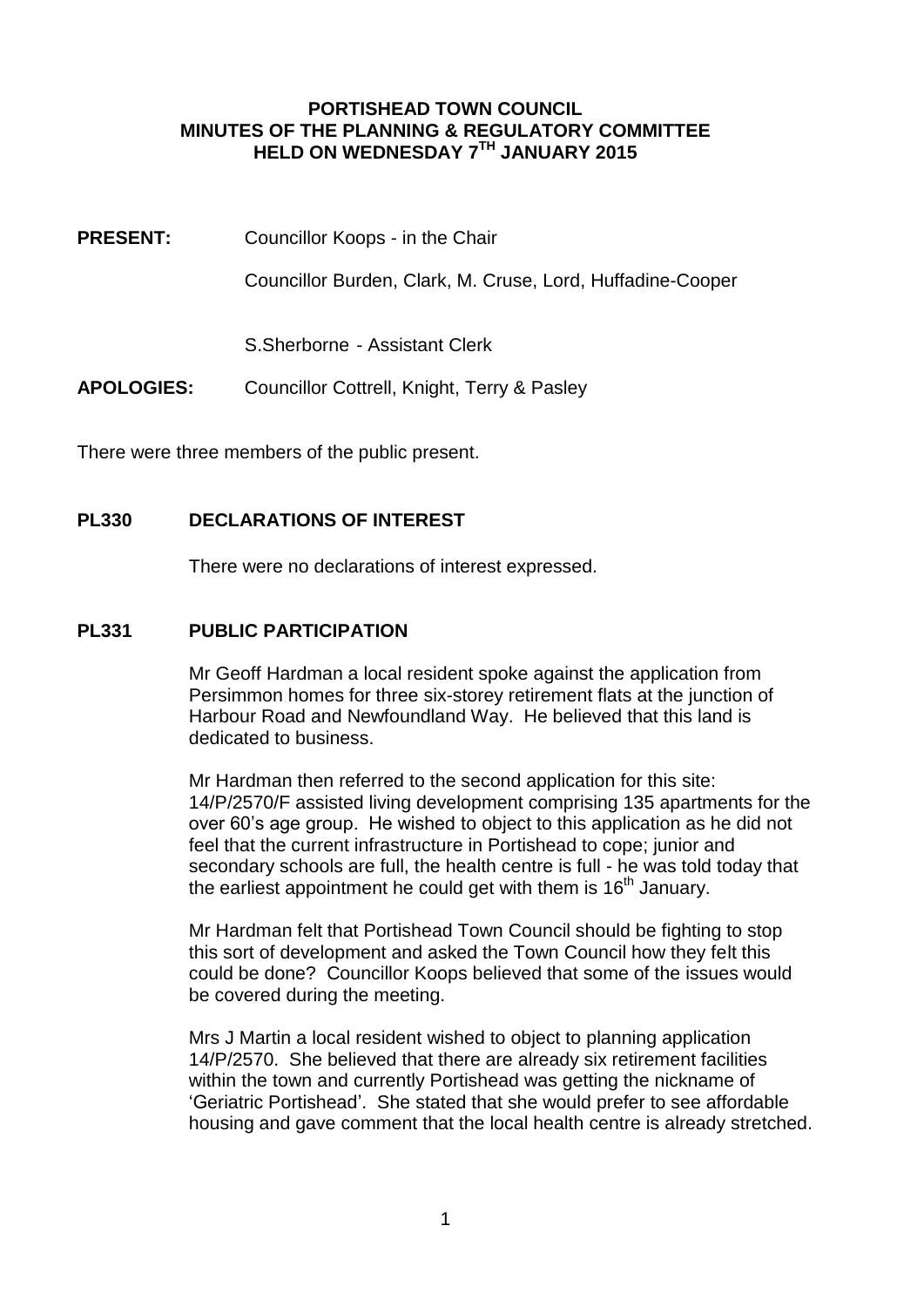# PORTISHEAD TOWN COUNCIL
# MINUTES OF THE PLANNING & REGULATORY COMMITTEE
# HELD ON WEDNESDAY 7TH JANUARY 2015

**PRESENT:** Councillor Koops - in the Chair

Councillor Burden, Clark, M. Cruse, Lord, Huffadine-Cooper

S.Sherborne - Assistant Clerk

**APOLOGIES:** Councillor Cottrell, Knight, Terry & Pasley

There were three members of the public present.

## PL330 DECLARATIONS OF INTEREST

There were no declarations of interest expressed.

## PL331 PUBLIC PARTICIPATION

Mr Geoff Hardman a local resident spoke against the application from Persimmon homes for three six-storey retirement flats at the junction of Harbour Road and Newfoundland Way. He believed that this land is dedicated to business.

Mr Hardman then referred to the second application for this site: 14/P/2570/F assisted living development comprising 135 apartments for the over 60's age group. He wished to object to this application as he did not feel that the current infrastructure in Portishead to cope; junior and secondary schools are full, the health centre is full - he was told today that the earliest appointment he could get with them is 16th January.

Mr Hardman felt that Portishead Town Council should be fighting to stop this sort of development and asked the Town Council how they felt this could be done? Councillor Koops believed that some of the issues would be covered during the meeting.

Mrs J Martin a local resident wished to object to planning application 14/P/2570. She believed that there are already six retirement facilities within the town and currently Portishead was getting the nickname of 'Geriatric Portishead'. She stated that she would prefer to see affordable housing and gave comment that the local health centre is already stretched.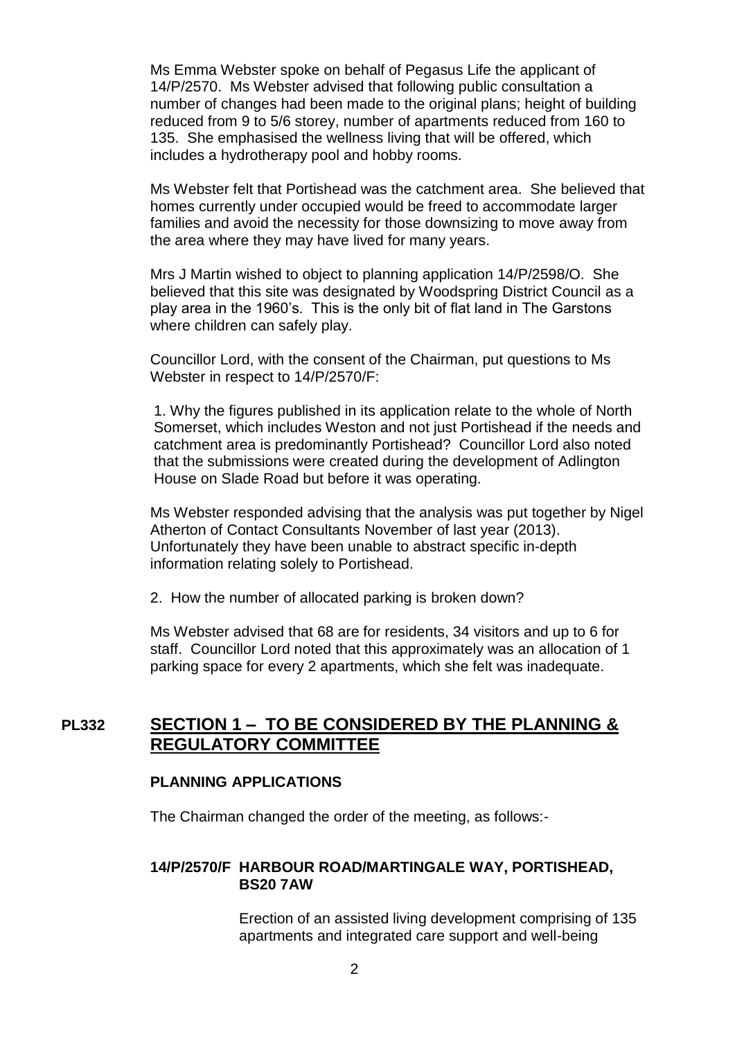Ms Emma Webster spoke on behalf of Pegasus Life the applicant of 14/P/2570. Ms Webster advised that following public consultation a number of changes had been made to the original plans; height of building reduced from 9 to 5/6 storey, number of apartments reduced from 160 to 135. She emphasised the wellness living that will be offered, which includes a hydrotherapy pool and hobby rooms.

Ms Webster felt that Portishead was the catchment area. She believed that homes currently under occupied would be freed to accommodate larger families and avoid the necessity for those downsizing to move away from the area where they may have lived for many years.

Mrs J Martin wished to object to planning application 14/P/2598/O. She believed that this site was designated by Woodspring District Council as a play area in the 1960's. This is the only bit of flat land in The Garstons where children can safely play.

Councillor Lord, with the consent of the Chairman, put questions to Ms Webster in respect to 14/P/2570/F:

1. Why the figures published in its application relate to the whole of North Somerset, which includes Weston and not just Portishead if the needs and catchment area is predominantly Portishead? Councillor Lord also noted that the submissions were created during the development of Adlington House on Slade Road but before it was operating.

Ms Webster responded advising that the analysis was put together by Nigel Atherton of Contact Consultants November of last year (2013). Unfortunately they have been unable to abstract specific in-depth information relating solely to Portishead.

2. How the number of allocated parking is broken down?

Ms Webster advised that 68 are for residents, 34 visitors and up to 6 for staff. Councillor Lord noted that this approximately was an allocation of 1 parking space for every 2 apartments, which she felt was inadequate.

## PL332 SECTION 1 – TO BE CONSIDERED BY THE PLANNING & REGULATORY COMMITTEE

### PLANNING APPLICATIONS

The Chairman changed the order of the meeting, as follows:-

#### 14/P/2570/F HARBOUR ROAD/MARTINGALE WAY, PORTISHEAD, BS20 7AW

Erection of an assisted living development comprising of 135 apartments and integrated care support and well-being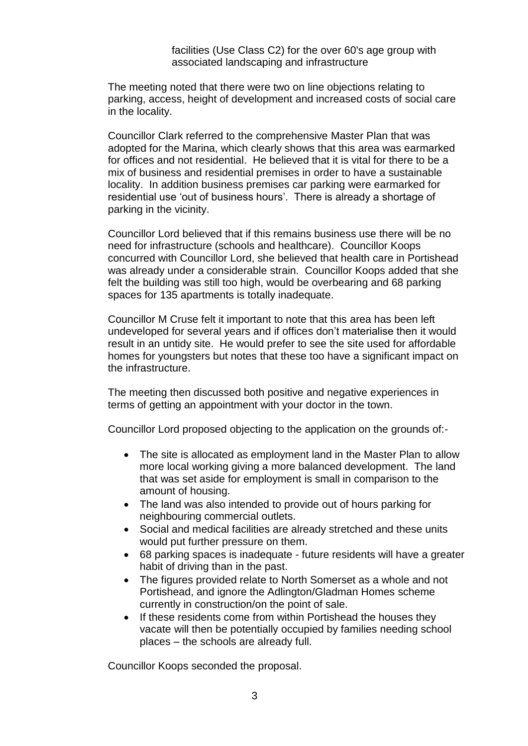facilities (Use Class C2) for the over 60's age group with associated landscaping and infrastructure

The meeting noted that there were two on line objections relating to parking, access, height of development and increased costs of social care in the locality.

Councillor Clark referred to the comprehensive Master Plan that was adopted for the Marina, which clearly shows that this area was earmarked for offices and not residential. He believed that it is vital for there to be a mix of business and residential premises in order to have a sustainable locality. In addition business premises car parking were earmarked for residential use 'out of business hours'. There is already a shortage of parking in the vicinity.

Councillor Lord believed that if this remains business use there will be no need for infrastructure (schools and healthcare). Councillor Koops concurred with Councillor Lord, she believed that health care in Portishead was already under a considerable strain. Councillor Koops added that she felt the building was still too high, would be overbearing and 68 parking spaces for 135 apartments is totally inadequate.

Councillor M Cruse felt it important to note that this area has been left undeveloped for several years and if offices don't materialise then it would result in an untidy site. He would prefer to see the site used for affordable homes for youngsters but notes that these too have a significant impact on the infrastructure.

The meeting then discussed both positive and negative experiences in terms of getting an appointment with your doctor in the town.

Councillor Lord proposed objecting to the application on the grounds of:-

- The site is allocated as employment land in the Master Plan to allow more local working giving a more balanced development. The land that was set aside for employment is small in comparison to the amount of housing.
- The land was also intended to provide out of hours parking for neighbouring commercial outlets.
- Social and medical facilities are already stretched and these units would put further pressure on them.
- 68 parking spaces is inadequate - future residents will have a greater habit of driving than in the past.
- The figures provided relate to North Somerset as a whole and not Portishead, and ignore the Adlington/Gladman Homes scheme currently in construction/on the point of sale.
- If these residents come from within Portishead the houses they vacate will then be potentially occupied by families needing school places – the schools are already full.

Councillor Koops seconded the proposal.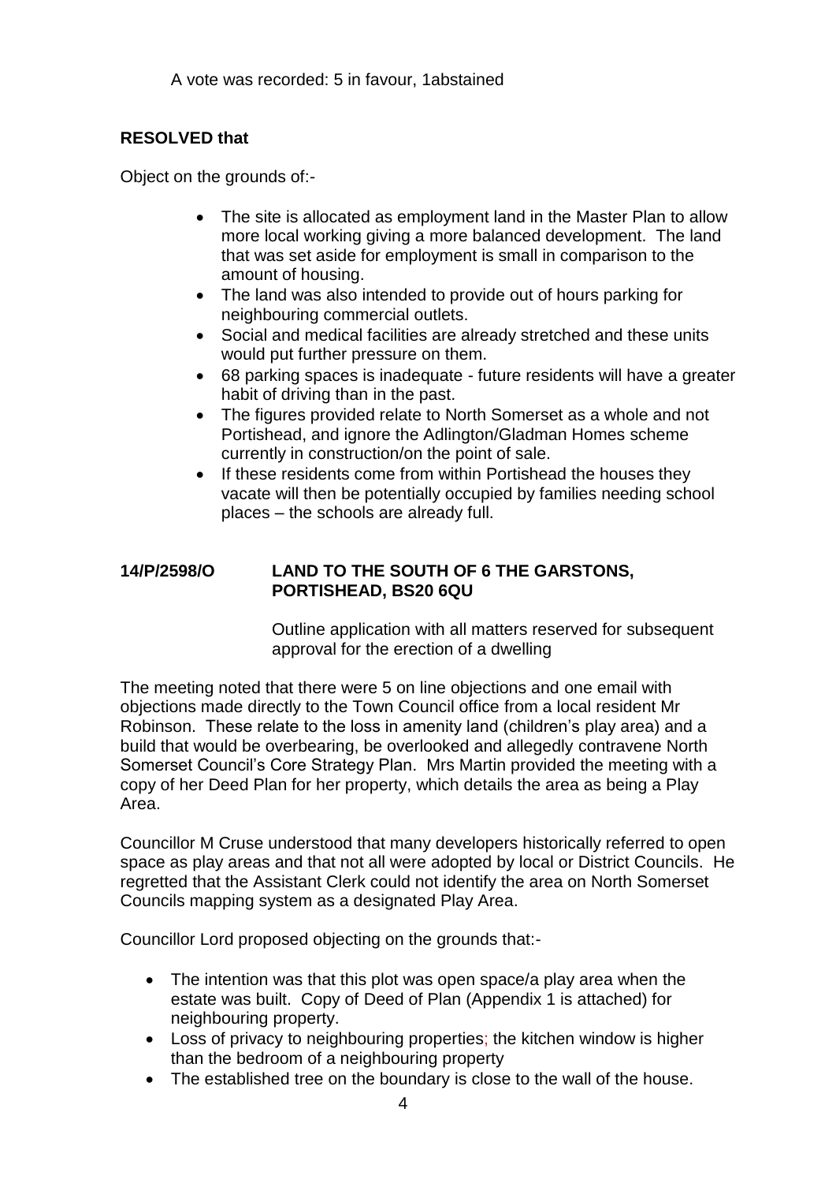A vote was recorded: 5 in favour, 1abstained

**RESOLVED that**

Object on the grounds of:-

- The site is allocated as employment land in the Master Plan to allow more local working giving a more balanced development. The land that was set aside for employment is small in comparison to the amount of housing.
- The land was also intended to provide out of hours parking for neighbouring commercial outlets.
- Social and medical facilities are already stretched and these units would put further pressure on them.
- 68 parking spaces is inadequate - future residents will have a greater habit of driving than in the past.
- The figures provided relate to North Somerset as a whole and not Portishead, and ignore the Adlington/Gladman Homes scheme currently in construction/on the point of sale.
- If these residents come from within Portishead the houses they vacate will then be potentially occupied by families needing school places – the schools are already full.

**14/P/2598/O LAND TO THE SOUTH OF 6 THE GARSTONS, PORTISHEAD, BS20 6QU**

Outline application with all matters reserved for subsequent approval for the erection of a dwelling

The meeting noted that there were 5 on line objections and one email with objections made directly to the Town Council office from a local resident Mr Robinson. These relate to the loss in amenity land (children's play area) and a build that would be overbearing, be overlooked and allegedly contravene North Somerset Council's Core Strategy Plan. Mrs Martin provided the meeting with a copy of her Deed Plan for her property, which details the area as being a Play Area.

Councillor M Cruse understood that many developers historically referred to open space as play areas and that not all were adopted by local or District Councils. He regretted that the Assistant Clerk could not identify the area on North Somerset Councils mapping system as a designated Play Area.

Councillor Lord proposed objecting on the grounds that:-

- The intention was that this plot was open space/a play area when the estate was built. Copy of Deed of Plan (Appendix 1 is attached) for neighbouring property.
- Loss of privacy to neighbouring properties; the kitchen window is higher than the bedroom of a neighbouring property
- The established tree on the boundary is close to the wall of the house.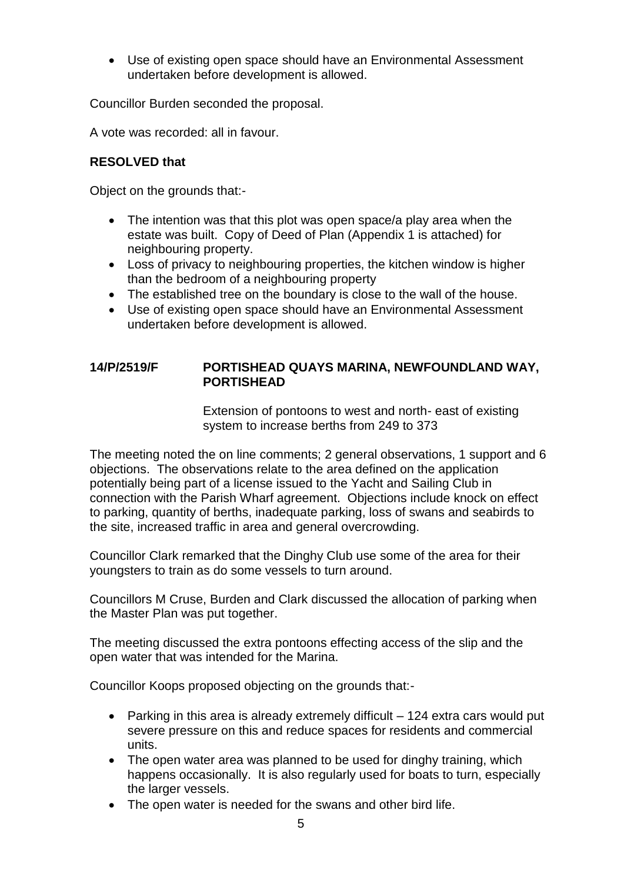- Use of existing open space should have an Environmental Assessment undertaken before development is allowed.

Councillor Burden seconded the proposal.

A vote was recorded: all in favour.

**RESOLVED that**

Object on the grounds that:-

- The intention was that this plot was open space/a play area when the estate was built. Copy of Deed of Plan (Appendix 1 is attached) for neighbouring property.
- Loss of privacy to neighbouring properties, the kitchen window is higher than the bedroom of a neighbouring property
- The established tree on the boundary is close to the wall of the house.
- Use of existing open space should have an Environmental Assessment undertaken before development is allowed.

**14/P/2519/F PORTISHEAD QUAYS MARINA, NEWFOUNDLAND WAY, PORTISHEAD**

Extension of pontoons to west and north- east of existing system to increase berths from 249 to 373

The meeting noted the on line comments; 2 general observations, 1 support and 6 objections. The observations relate to the area defined on the application potentially being part of a license issued to the Yacht and Sailing Club in connection with the Parish Wharf agreement. Objections include knock on effect to parking, quantity of berths, inadequate parking, loss of swans and seabirds to the site, increased traffic in area and general overcrowding.

Councillor Clark remarked that the Dinghy Club use some of the area for their youngsters to train as do some vessels to turn around.

Councillors M Cruse, Burden and Clark discussed the allocation of parking when the Master Plan was put together.

The meeting discussed the extra pontoons effecting access of the slip and the open water that was intended for the Marina.

Councillor Koops proposed objecting on the grounds that:-

- Parking in this area is already extremely difficult – 124 extra cars would put severe pressure on this and reduce spaces for residents and commercial units.
- The open water area was planned to be used for dinghy training, which happens occasionally. It is also regularly used for boats to turn, especially the larger vessels.
- The open water is needed for the swans and other bird life.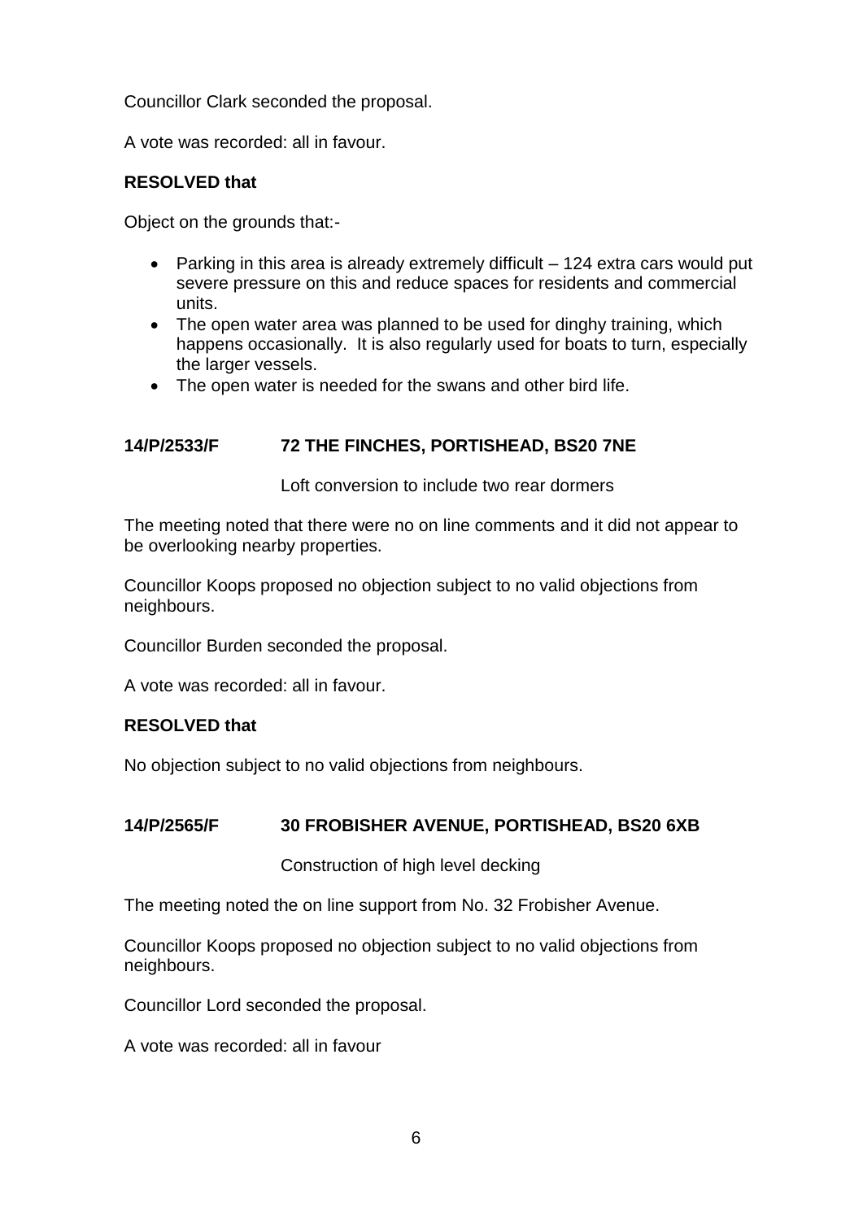Councillor Clark seconded the proposal.

A vote was recorded: all in favour.

**RESOLVED that**

Object on the grounds that:-

- Parking in this area is already extremely difficult – 124 extra cars would put severe pressure on this and reduce spaces for residents and commercial units.
- The open water area was planned to be used for dinghy training, which happens occasionally. It is also regularly used for boats to turn, especially the larger vessels.
- The open water is needed for the swans and other bird life.

**14/P/2533/F 72 THE FINCHES, PORTISHEAD, BS20 7NE**

Loft conversion to include two rear dormers

The meeting noted that there were no on line comments and it did not appear to be overlooking nearby properties.

Councillor Koops proposed no objection subject to no valid objections from neighbours.

Councillor Burden seconded the proposal.

A vote was recorded: all in favour.

**RESOLVED that**

No objection subject to no valid objections from neighbours.

**14/P/2565/F 30 FROBISHER AVENUE, PORTISHEAD, BS20 6XB**

Construction of high level decking

The meeting noted the on line support from No. 32 Frobisher Avenue.

Councillor Koops proposed no objection subject to no valid objections from neighbours.

Councillor Lord seconded the proposal.

A vote was recorded: all in favour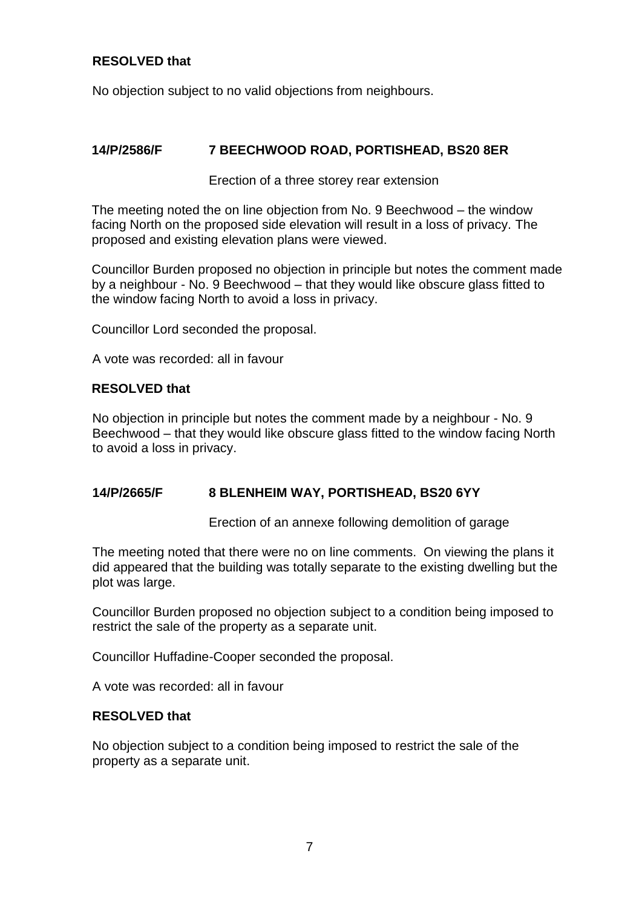**RESOLVED that**

No objection subject to no valid objections from neighbours.

**14/P/2586/F 7 BEECHWOOD ROAD, PORTISHEAD, BS20 8ER**

Erection of a three storey rear extension

The meeting noted the on line objection from No. 9 Beechwood – the window facing North on the proposed side elevation will result in a loss of privacy. The proposed and existing elevation plans were viewed.

Councillor Burden proposed no objection in principle but notes the comment made by a neighbour - No. 9 Beechwood – that they would like obscure glass fitted to the window facing North to avoid a loss in privacy.

Councillor Lord seconded the proposal.

A vote was recorded: all in favour

**RESOLVED that**

No objection in principle but notes the comment made by a neighbour - No. 9 Beechwood – that they would like obscure glass fitted to the window facing North to avoid a loss in privacy.

**14/P/2665/F 8 BLENHEIM WAY, PORTISHEAD, BS20 6YY**

Erection of an annexe following demolition of garage

The meeting noted that there were no on line comments. On viewing the plans it did appeared that the building was totally separate to the existing dwelling but the plot was large.

Councillor Burden proposed no objection subject to a condition being imposed to restrict the sale of the property as a separate unit.

Councillor Huffadine-Cooper seconded the proposal.

A vote was recorded: all in favour

**RESOLVED that**

No objection subject to a condition being imposed to restrict the sale of the property as a separate unit.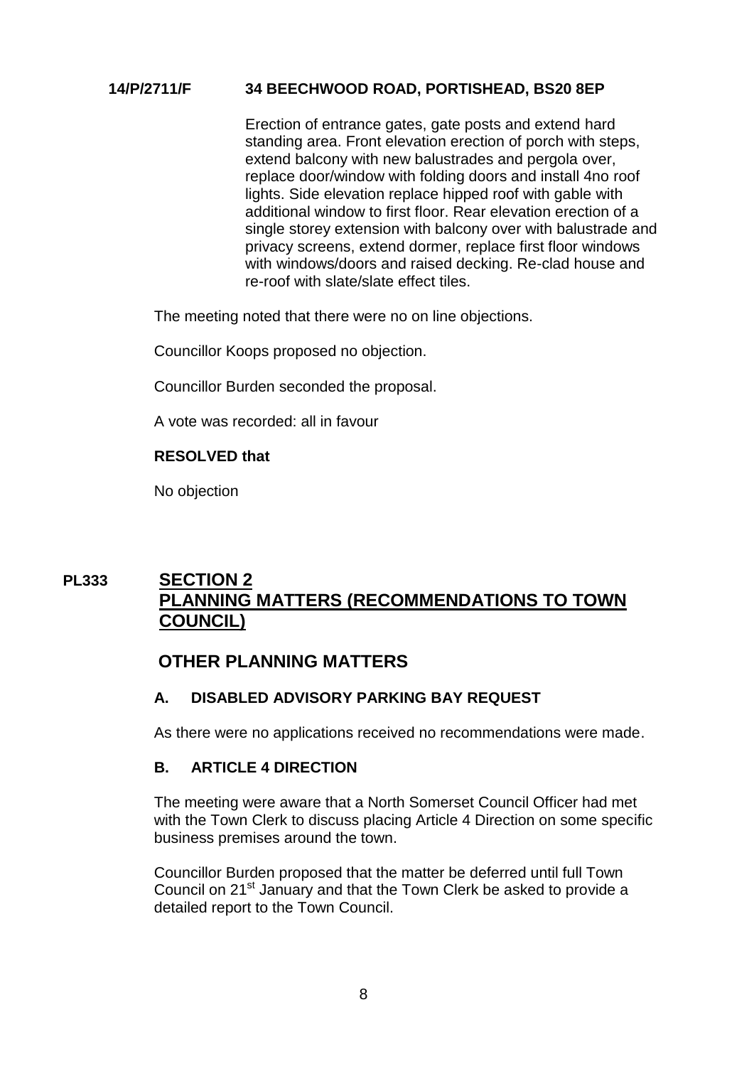**14/P/2711/F 34 BEECHWOOD ROAD, PORTISHEAD, BS20 8EP**

Erection of entrance gates, gate posts and extend hard standing area. Front elevation erection of porch with steps, extend balcony with new balustrades and pergola over, replace door/window with folding doors and install 4no roof lights. Side elevation replace hipped roof with gable with additional window to first floor. Rear elevation erection of a single storey extension with balcony over with balustrade and privacy screens, extend dormer, replace first floor windows with windows/doors and raised decking. Re-clad house and re-roof with slate/slate effect tiles.

The meeting noted that there were no on line objections.

Councillor Koops proposed no objection.

Councillor Burden seconded the proposal.

A vote was recorded: all in favour

**RESOLVED that**

No objection

## PL333 SECTION 2 PLANNING MATTERS (RECOMMENDATIONS TO TOWN COUNCIL)

## OTHER PLANNING MATTERS

### A. DISABLED ADVISORY PARKING BAY REQUEST

As there were no applications received no recommendations were made.

### B. ARTICLE 4 DIRECTION

The meeting were aware that a North Somerset Council Officer had met with the Town Clerk to discuss placing Article 4 Direction on some specific business premises around the town.

Councillor Burden proposed that the matter be deferred until full Town Council on 21st January and that the Town Clerk be asked to provide a detailed report to the Town Council.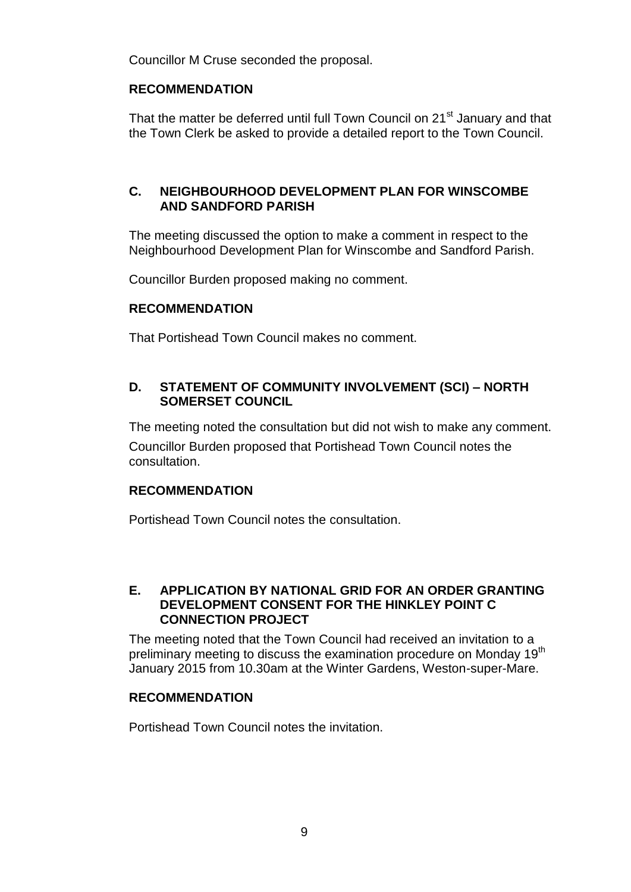Councillor M Cruse seconded the proposal.

**RECOMMENDATION**

That the matter be deferred until full Town Council on 21st January and that the Town Clerk be asked to provide a detailed report to the Town Council.

## C. NEIGHBOURHOOD DEVELOPMENT PLAN FOR WINSCOMBE AND SANDFORD PARISH

The meeting discussed the option to make a comment in respect to the Neighbourhood Development Plan for Winscombe and Sandford Parish.

Councillor Burden proposed making no comment.

**RECOMMENDATION**

That Portishead Town Council makes no comment.

## D. STATEMENT OF COMMUNITY INVOLVEMENT (SCI) – NORTH SOMERSET COUNCIL

The meeting noted the consultation but did not wish to make any comment.

Councillor Burden proposed that Portishead Town Council notes the consultation.

**RECOMMENDATION**

Portishead Town Council notes the consultation.

## E. APPLICATION BY NATIONAL GRID FOR AN ORDER GRANTING DEVELOPMENT CONSENT FOR THE HINKLEY POINT C CONNECTION PROJECT

The meeting noted that the Town Council had received an invitation to a preliminary meeting to discuss the examination procedure on Monday 19th January 2015 from 10.30am at the Winter Gardens, Weston-super-Mare.

**RECOMMENDATION**

Portishead Town Council notes the invitation.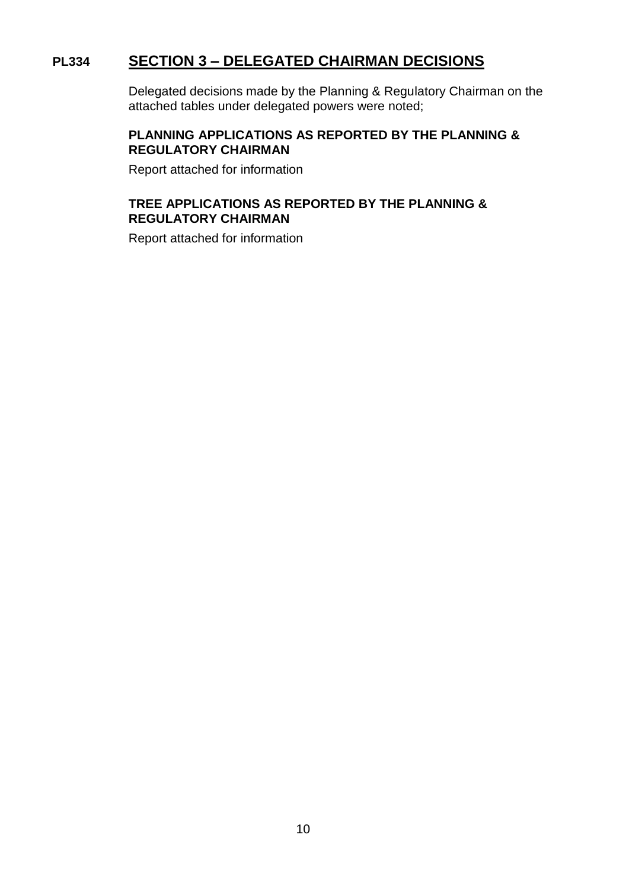## PL334 SECTION 3 – DELEGATED CHAIRMAN DECISIONS

Delegated decisions made by the Planning & Regulatory Chairman on the attached tables under delegated powers were noted;

**PLANNING APPLICATIONS AS REPORTED BY THE PLANNING & REGULATORY CHAIRMAN**

Report attached for information

**TREE APPLICATIONS AS REPORTED BY THE PLANNING & REGULATORY CHAIRMAN**

Report attached for information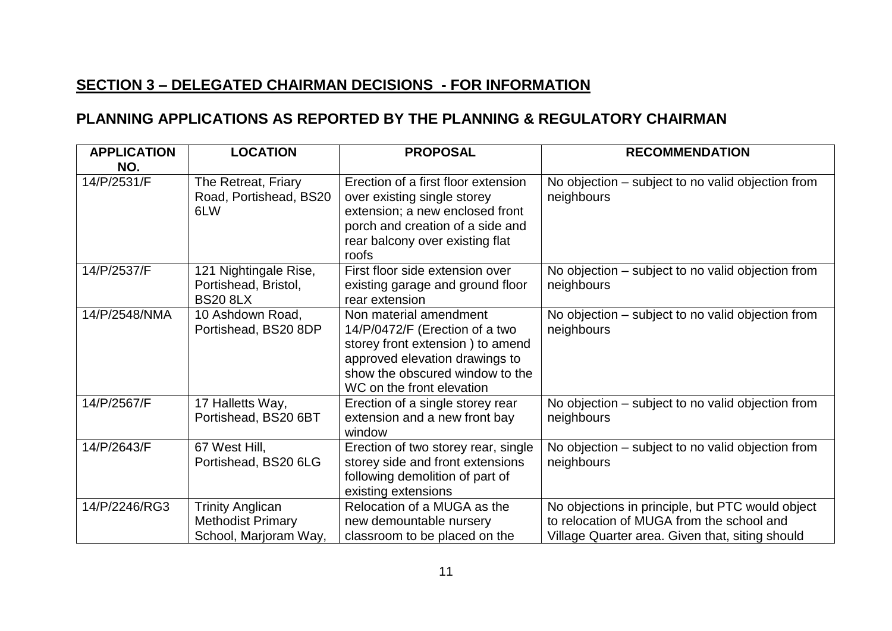## SECTION 3 – DELEGATED CHAIRMAN DECISIONS - FOR INFORMATION

## PLANNING APPLICATIONS AS REPORTED BY THE PLANNING & REGULATORY CHAIRMAN

| APPLICATION NO. | LOCATION | PROPOSAL | RECOMMENDATION |
|---|---|---|---|
| 14/P/2531/F | The Retreat, Friary Road, Portishead, BS20 6LW | Erection of a first floor extension over existing single storey extension; a new enclosed front porch and creation of a side and rear balcony over existing flat roofs | No objection – subject to no valid objection from neighbours |
| 14/P/2537/F | 121 Nightingale Rise, Portishead, Bristol, BS20 8LX | First floor side extension over existing garage and ground floor rear extension | No objection – subject to no valid objection from neighbours |
| 14/P/2548/NMA | 10 Ashdown Road, Portishead, BS20 8DP | Non material amendment 14/P/0472/F (Erection of a two storey front extension ) to amend approved elevation drawings to show the obscured window to the WC on the front elevation | No objection – subject to no valid objection from neighbours |
| 14/P/2567/F | 17 Halletts Way, Portishead, BS20 6BT | Erection of a single storey rear extension and a new front bay window | No objection – subject to no valid objection from neighbours |
| 14/P/2643/F | 67 West Hill, Portishead, BS20 6LG | Erection of two storey rear, single storey side and front extensions following demolition of part of existing extensions | No objection – subject to no valid objection from neighbours |
| 14/P/2246/RG3 | Trinity Anglican Methodist Primary School, Marjoram Way, | Relocation of a MUGA as the new demountable nursery classroom to be placed on the | No objections in principle, but PTC would object to relocation of MUGA from the school and Village Quarter area. Given that, siting should |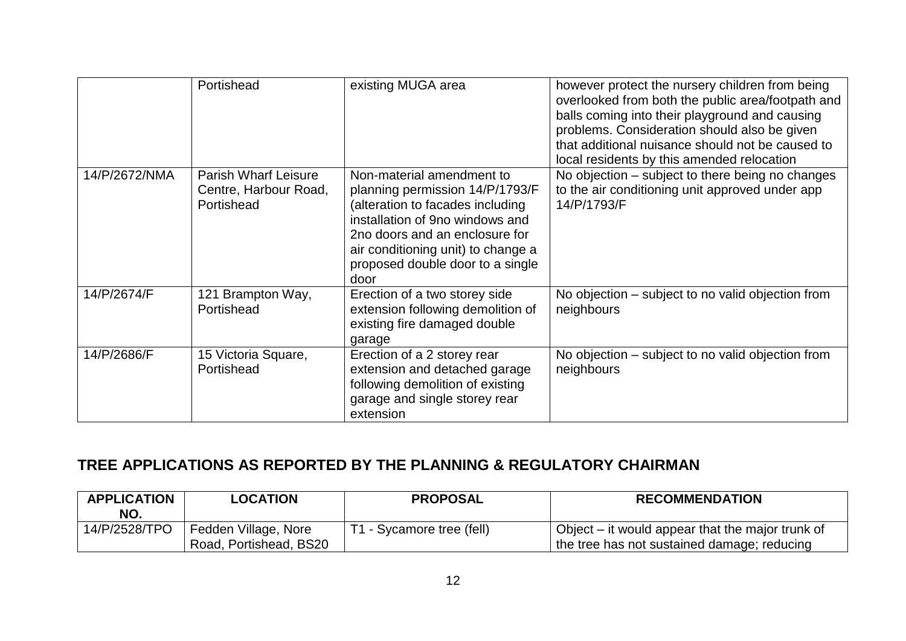| | | | |
|---|---|---|---|
| | Portishead | existing MUGA area | however protect the nursery children from being overlooked from both the public area/footpath and balls coming into their playground and causing problems. Consideration should also be given that additional nuisance should not be caused to local residents by this amended relocation |
| 14/P/2672/NMA | Parish Wharf Leisure Centre, Harbour Road, Portishead | Non-material amendment to planning permission 14/P/1793/F (alteration to facades including installation of 9no windows and 2no doors and an enclosure for air conditioning unit) to change a proposed double door to a single door | No objection – subject to there being no changes to the air conditioning unit approved under app 14/P/1793/F |
| 14/P/2674/F | 121 Brampton Way, Portishead | Erection of a two storey side extension following demolition of existing fire damaged double garage | No objection – subject to no valid objection from neighbours |
| 14/P/2686/F | 15 Victoria Square, Portishead | Erection of a 2 storey rear extension and detached garage following demolition of existing garage and single storey rear extension | No objection – subject to no valid objection from neighbours |

## TREE APPLICATIONS AS REPORTED BY THE PLANNING & REGULATORY CHAIRMAN

| APPLICATION NO. | LOCATION | PROPOSAL | RECOMMENDATION |
|---|---|---|---|
| 14/P/2528/TPO | Fedden Village, Nore Road, Portishead, BS20 | T1 - Sycamore tree (fell) | Object – it would appear that the major trunk of the tree has not sustained damage; reducing |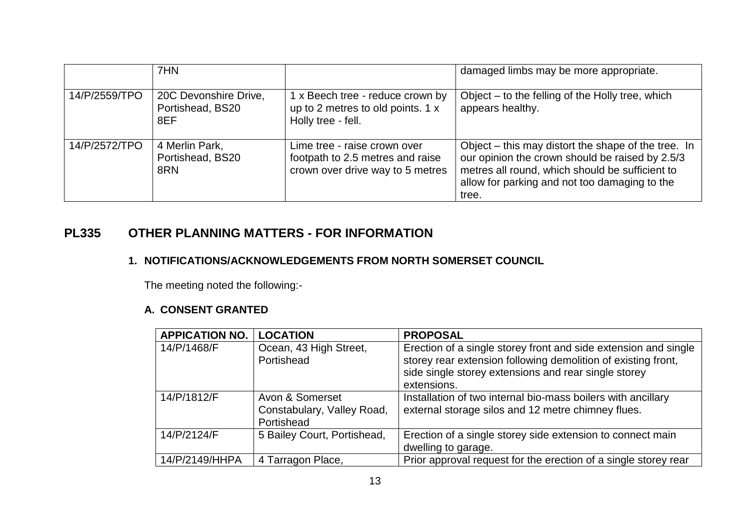| | | | |
|---|---|---|---|
| | 7HN | | damaged limbs may be more appropriate. |
| 14/P/2559/TPO | 20C Devonshire Drive, Portishead, BS20 8EF | 1 x Beech tree - reduce crown by up to 2 metres to old points. 1 x Holly tree - fell. | Object – to the felling of the Holly tree, which appears healthy. |
| 14/P/2572/TPO | 4 Merlin Park, Portishead, BS20 8RN | Lime tree - raise crown over footpath to 2.5 metres and raise crown over drive way to 5 metres | Object – this may distort the shape of the tree. In our opinion the crown should be raised by 2.5/3 metres all round, which should be sufficient to allow for parking and not too damaging to the tree. |

## PL335 OTHER PLANNING MATTERS - FOR INFORMATION

### 1. NOTIFICATIONS/ACKNOWLEDGEMENTS FROM NORTH SOMERSET COUNCIL

The meeting noted the following:-

#### A. CONSENT GRANTED

| APPICATION NO. | LOCATION | PROPOSAL |
|---|---|---|
| 14/P/1468/F | Ocean, 43 High Street, Portishead | Erection of a single storey front and side extension and single storey rear extension following demolition of existing front, side single storey extensions and rear single storey extensions. |
| 14/P/1812/F | Avon & Somerset Constabulary, Valley Road, Portishead | Installation of two internal bio-mass boilers with ancillary external storage silos and 12 metre chimney flues. |
| 14/P/2124/F | 5 Bailey Court, Portishead, | Erection of a single storey side extension to connect main dwelling to garage. |
| 14/P/2149/HHPA | 4 Tarragon Place, | Prior approval request for the erection of a single storey rear |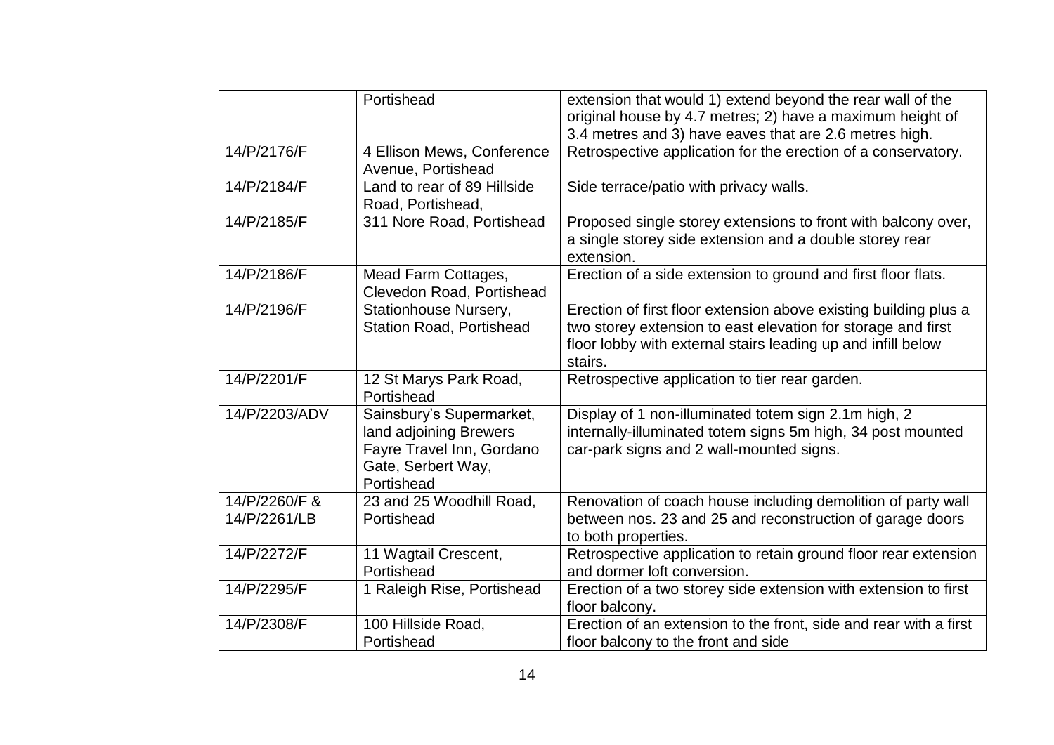| | | |
|---|---|---|
| | Portishead | extension that would 1) extend beyond the rear wall of the original house by 4.7 metres; 2) have a maximum height of 3.4 metres and 3) have eaves that are 2.6 metres high. |
| 14/P/2176/F | 4 Ellison Mews, Conference Avenue, Portishead | Retrospective application for the erection of a conservatory. |
| 14/P/2184/F | Land to rear of 89 Hillside Road, Portishead, | Side terrace/patio with privacy walls. |
| 14/P/2185/F | 311 Nore Road, Portishead | Proposed single storey extensions to front with balcony over, a single storey side extension and a double storey rear extension. |
| 14/P/2186/F | Mead Farm Cottages, Clevedon Road, Portishead | Erection of a side extension to ground and first floor flats. |
| 14/P/2196/F | Stationhouse Nursery, Station Road, Portishead | Erection of first floor extension above existing building plus a two storey extension to east elevation for storage and first floor lobby with external stairs leading up and infill below stairs. |
| 14/P/2201/F | 12 St Marys Park Road, Portishead | Retrospective application to tier rear garden. |
| 14/P/2203/ADV | Sainsbury's Supermarket, land adjoining Brewers Fayre Travel Inn, Gordano Gate, Serbert Way, Portishead | Display of 1 non-illuminated totem sign 2.1m high, 2 internally-illuminated totem signs 5m high, 34 post mounted car-park signs and 2 wall-mounted signs. |
| 14/P/2260/F & 14/P/2261/LB | 23 and 25 Woodhill Road, Portishead | Renovation of coach house including demolition of party wall between nos. 23 and 25 and reconstruction of garage doors to both properties. |
| 14/P/2272/F | 11 Wagtail Crescent, Portishead | Retrospective application to retain ground floor rear extension and dormer loft conversion. |
| 14/P/2295/F | 1 Raleigh Rise, Portishead | Erection of a two storey side extension with extension to first floor balcony. |
| 14/P/2308/F | 100 Hillside Road, Portishead | Erection of an extension to the front, side and rear with a first floor balcony to the front and side |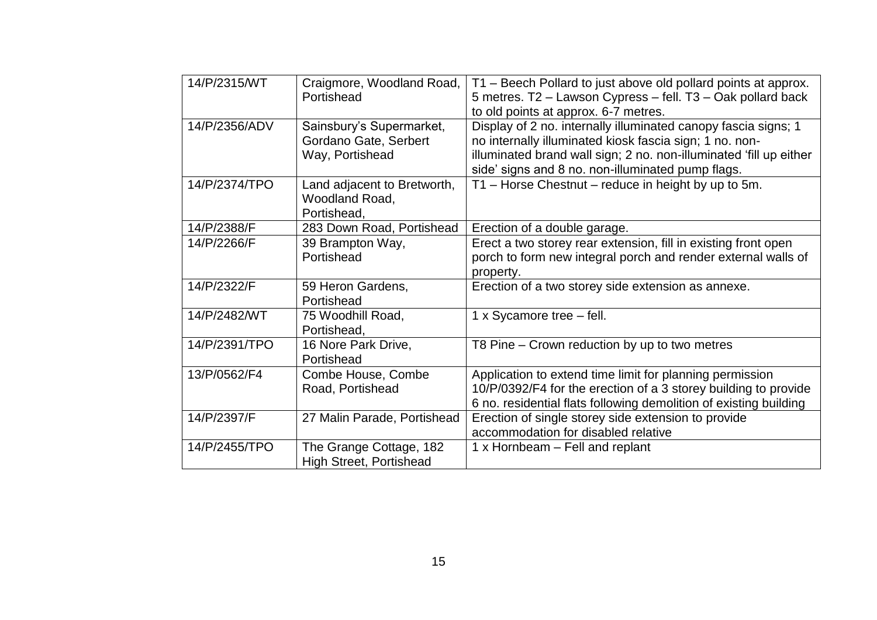| | | |
|---|---|---|
| 14/P/2315/WT | Craigmore, Woodland Road, Portishead | T1 – Beech Pollard to just above old pollard points at approx. 5 metres. T2 – Lawson Cypress – fell. T3 – Oak pollard back to old points at approx. 6-7 metres. |
| 14/P/2356/ADV | Sainsbury's Supermarket, Gordano Gate, Serbert Way, Portishead | Display of 2 no. internally illuminated canopy fascia signs; 1 no internally illuminated kiosk fascia sign; 1 no. non-illuminated brand wall sign; 2 no. non-illuminated 'fill up either side' signs and 8 no. non-illuminated pump flags. |
| 14/P/2374/TPO | Land adjacent to Bretworth, Woodland Road, Portishead, | T1 – Horse Chestnut – reduce in height by up to 5m. |
| 14/P/2388/F | 283 Down Road, Portishead | Erection of a double garage. |
| 14/P/2266/F | 39 Brampton Way, Portishead | Erect a two storey rear extension, fill in existing front open porch to form new integral porch and render external walls of property. |
| 14/P/2322/F | 59 Heron Gardens, Portishead | Erection of a two storey side extension as annexe. |
| 14/P/2482/WT | 75 Woodhill Road, Portishead, | 1 x Sycamore tree – fell. |
| 14/P/2391/TPO | 16 Nore Park Drive, Portishead | T8 Pine – Crown reduction by up to two metres |
| 13/P/0562/F4 | Combe House, Combe Road, Portishead | Application to extend time limit for planning permission 10/P/0392/F4 for the erection of a 3 storey building to provide 6 no. residential flats following demolition of existing building |
| 14/P/2397/F | 27 Malin Parade, Portishead | Erection of single storey side extension to provide accommodation for disabled relative |
| 14/P/2455/TPO | The Grange Cottage, 182 High Street, Portishead | 1 x Hornbeam – Fell and replant |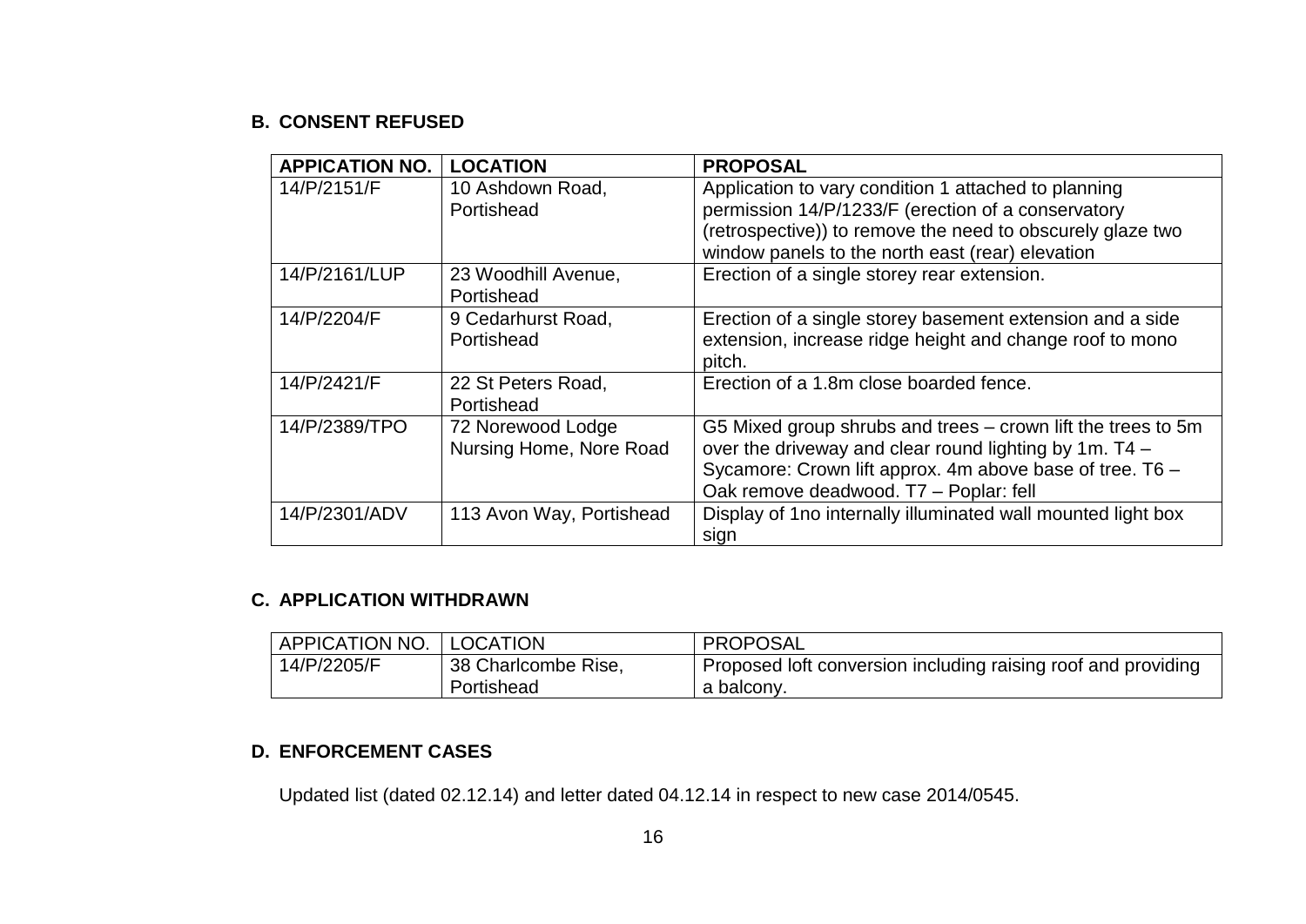## B. CONSENT REFUSED

| APPICATION NO. | LOCATION | PROPOSAL |
|---|---|---|
| 14/P/2151/F | 10 Ashdown Road, Portishead | Application to vary condition 1 attached to planning permission 14/P/1233/F (erection of a conservatory (retrospective)) to remove the need to obscurely glaze two window panels to the north east (rear) elevation |
| 14/P/2161/LUP | 23 Woodhill Avenue, Portishead | Erection of a single storey rear extension. |
| 14/P/2204/F | 9 Cedarhurst Road, Portishead | Erection of a single storey basement extension and a side extension, increase ridge height and change roof to mono pitch. |
| 14/P/2421/F | 22 St Peters Road, Portishead | Erection of a 1.8m close boarded fence. |
| 14/P/2389/TPO | 72 Norewood Lodge Nursing Home, Nore Road | G5 Mixed group shrubs and trees – crown lift the trees to 5m over the driveway and clear round lighting by 1m. T4 – Sycamore: Crown lift approx. 4m above base of tree. T6 – Oak remove deadwood. T7 – Poplar: fell |
| 14/P/2301/ADV | 113 Avon Way, Portishead | Display of 1no internally illuminated wall mounted light box sign |

## C. APPLICATION WITHDRAWN

| APPICATION NO. | LOCATION | PROPOSAL |
|---|---|---|
| 14/P/2205/F | 38 Charlcombe Rise, Portishead | Proposed loft conversion including raising roof and providing a balcony. |

## D. ENFORCEMENT CASES

Updated list (dated 02.12.14) and letter dated 04.12.14 in respect to new case 2014/0545.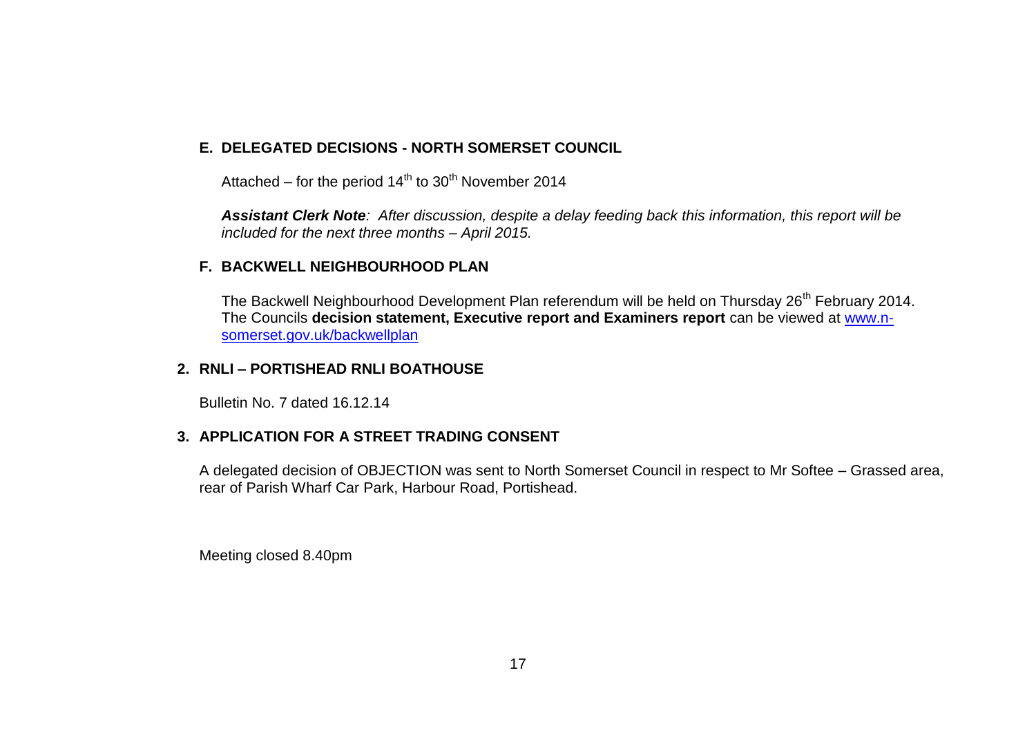**E. DELEGATED DECISIONS - NORTH SOMERSET COUNCIL**

Attached – for the period 14th to 30th November 2014

***Assistant Clerk Note****: After discussion, despite a delay feeding back this information, this report will be included for the next three months – April 2015.*

**F. BACKWELL NEIGHBOURHOOD PLAN**

The Backwell Neighbourhood Development Plan referendum will be held on Thursday 26th February 2014. The Councils **decision statement, Executive report and Examiners report** can be viewed at [www.n-somerset.gov.uk/backwellplan](www.n-somerset.gov.uk/backwellplan)

**2. RNLI – PORTISHEAD RNLI BOATHOUSE**

Bulletin No. 7 dated 16.12.14

**3. APPLICATION FOR A STREET TRADING CONSENT**

A delegated decision of OBJECTION was sent to North Somerset Council in respect to Mr Softee – Grassed area, rear of Parish Wharf Car Park, Harbour Road, Portishead.

Meeting closed 8.40pm